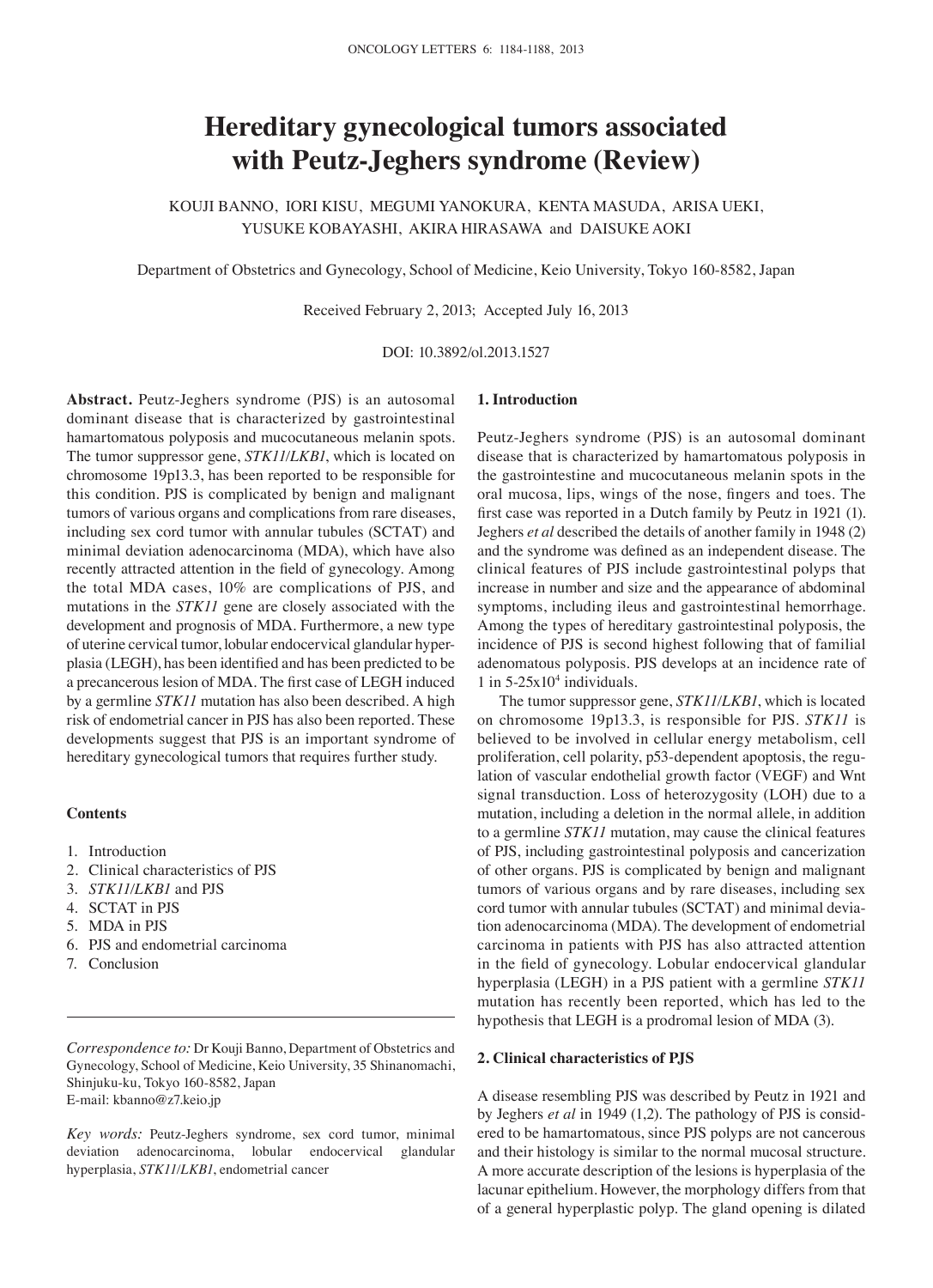# Hereditary gynecological tumors associated with Peutz-Jeghers syndrome (Review)

KOUJI BANNO, IORI KISU, MEGUMI YANOKURA, KENTA MASUDA, ARISA UEKI, YUSUKE KOBAYASHI, AKIRA HIRASAWA and DAISUKE AOKI

Department of Obstetrics and Gynecology, School of Medicine, Keio University, Tokyo 160-8582, Japan

Received February 2, 2013; Accepted July 16, 2013

DOI: 10.3892/ol.2013.1527

**Abstract.** Peutz-Jeghers syndrome (PJS) is an autosomal dominant disease that is characterized by gastrointestinal hamartomatous polyposis and mucocutaneous melanin spots. The tumor suppressor gene, *STK11*/*LKB1*, which is located on chromosome 19p13.3, has been reported to be responsible for this condition. PJS is complicated by benign and malignant tumors of various organs and complications from rare diseases, including sex cord tumor with annular tubules (SCTAT) and minimal deviation adenocarcinoma (MDA), which have also recently attracted attention in the field of gynecology. Among the total MDA cases, 10% are complications of PJS, and mutations in the *STK11* gene are closely associated with the development and prognosis of MDA. Furthermore, a new type of uterine cervical tumor, lobular endocervical glandular hyperplasia (LEGH), has been identified and has been predicted to be a precancerous lesion of MDA. The first case of LEGH induced by a germline *STK11* mutation has also been described. A high risk of endometrial cancer in PJS has also been reported. These developments suggest that PJS is an important syndrome of hereditary gynecological tumors that requires further study.

**Contents**

1. Introduction
2. Clinical characteristics of PJS
3. *STK11*/*LKB1* and PJS
4. SCTAT in PJS
5. MDA in PJS
6. PJS and endometrial carcinoma
7. Conclusion

*Correspondence to:* Dr Kouji Banno, Department of Obstetrics and Gynecology, School of Medicine, Keio University, 35 Shinanomachi, Shinjuku-ku, Tokyo 160-8582, Japan
E-mail: kbanno@z7.keio.jp

*Key words:* Peutz-Jeghers syndrome, sex cord tumor, minimal deviation adenocarcinoma, lobular endocervical glandular hyperplasia, *STK11*/*LKB1*, endometrial cancer

## 1. Introduction

Peutz-Jeghers syndrome (PJS) is an autosomal dominant disease that is characterized by hamartomatous polyposis in the gastrointestine and mucocutaneous melanin spots in the oral mucosa, lips, wings of the nose, fingers and toes. The first case was reported in a Dutch family by Peutz in 1921 (1). Jeghers *et al* described the details of another family in 1948 (2) and the syndrome was defined as an independent disease. The clinical features of PJS include gastrointestinal polyps that increase in number and size and the appearance of abdominal symptoms, including ileus and gastrointestinal hemorrhage. Among the types of hereditary gastrointestinal polyposis, the incidence of PJS is second highest following that of familial adenomatous polyposis. PJS develops at an incidence rate of 1 in $5\text{-}25\times10^4$ individuals.

The tumor suppressor gene, *STK11*/*LKB1*, which is located on chromosome 19p13.3, is responsible for PJS. *STK11* is believed to be involved in cellular energy metabolism, cell proliferation, cell polarity, p53-dependent apoptosis, the regulation of vascular endothelial growth factor (VEGF) and Wnt signal transduction. Loss of heterozygosity (LOH) due to a mutation, including a deletion in the normal allele, in addition to a germline *STK11* mutation, may cause the clinical features of PJS, including gastrointestinal polyposis and cancerization of other organs. PJS is complicated by benign and malignant tumors of various organs and by rare diseases, including sex cord tumor with annular tubules (SCTAT) and minimal deviation adenocarcinoma (MDA). The development of endometrial carcinoma in patients with PJS has also attracted attention in the field of gynecology. Lobular endocervical glandular hyperplasia (LEGH) in a PJS patient with a germline *STK11* mutation has recently been reported, which has led to the hypothesis that LEGH is a prodromal lesion of MDA (3).

## 2. Clinical characteristics of PJS

A disease resembling PJS was described by Peutz in 1921 and by Jeghers *et al* in 1949 (1,2). The pathology of PJS is considered to be hamartomatous, since PJS polyps are not cancerous and their histology is similar to the normal mucosal structure. A more accurate description of the lesions is hyperplasia of the lacunar epithelium. However, the morphology differs from that of a general hyperplastic polyp. The gland opening is dilated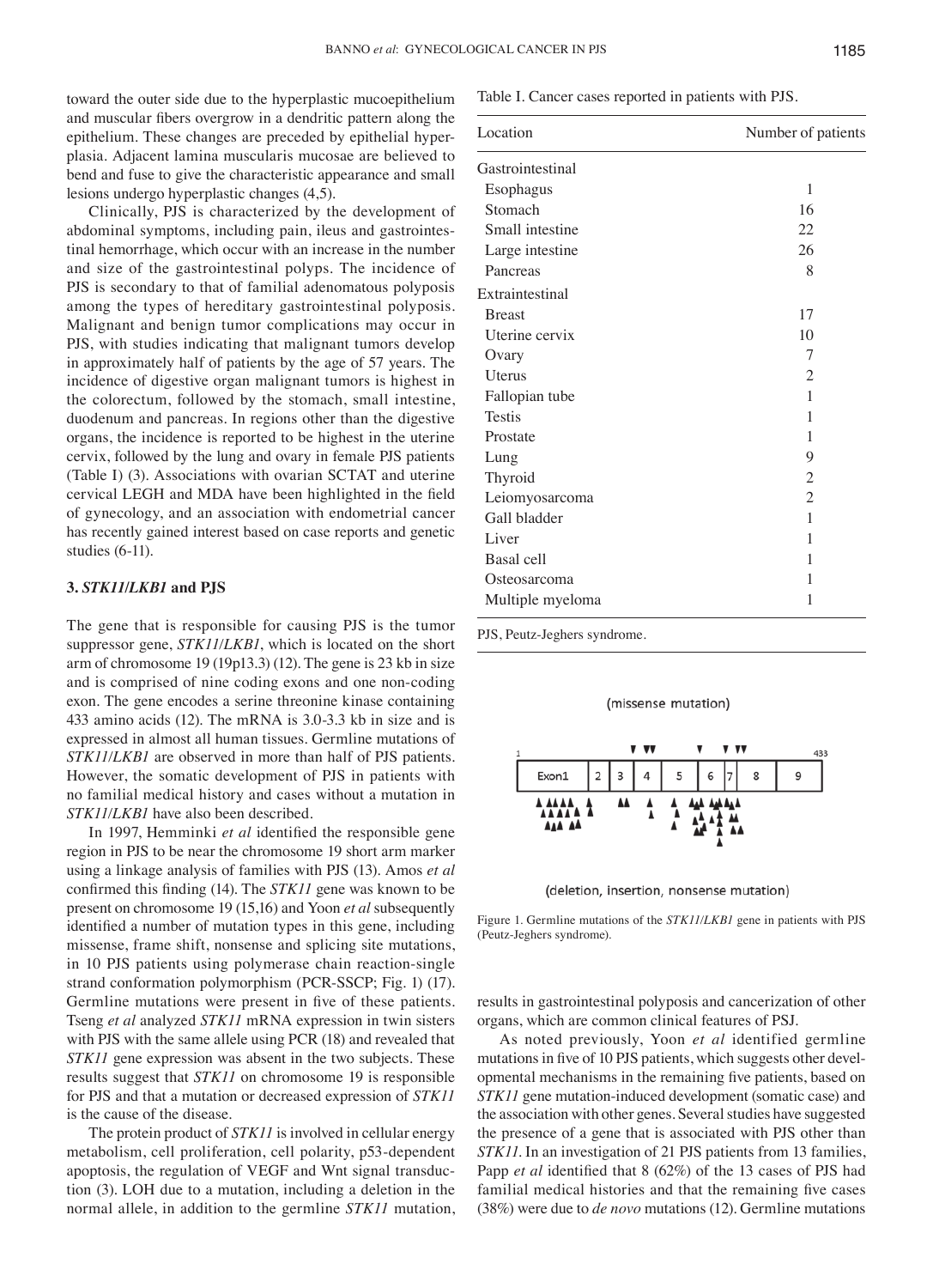toward the outer side due to the hyperplastic mucoepithelium and muscular fibers overgrow in a dendritic pattern along the epithelium. These changes are preceded by epithelial hyperplasia. Adjacent lamina muscularis mucosae are believed to bend and fuse to give the characteristic appearance and small lesions undergo hyperplastic changes (4,5).

Clinically, PJS is characterized by the development of abdominal symptoms, including pain, ileus and gastrointestinal hemorrhage, which occur with an increase in the number and size of the gastrointestinal polyps. The incidence of PJS is secondary to that of familial adenomatous polyposis among the types of hereditary gastrointestinal polyposis. Malignant and benign tumor complications may occur in PJS, with studies indicating that malignant tumors develop in approximately half of patients by the age of 57 years. The incidence of digestive organ malignant tumors is highest in the colorectum, followed by the stomach, small intestine, duodenum and pancreas. In regions other than the digestive organs, the incidence is reported to be highest in the uterine cervix, followed by the lung and ovary in female PJS patients (Table I) (3). Associations with ovarian SCTAT and uterine cervical LEGH and MDA have been highlighted in the field of gynecology, and an association with endometrial cancer has recently gained interest based on case reports and genetic studies (6-11).

## 3. *STK11/LKB1* and PJS

The gene that is responsible for causing PJS is the tumor suppressor gene, *STK11/LKB1*, which is located on the short arm of chromosome 19 (19p13.3) (12). The gene is 23 kb in size and is comprised of nine coding exons and one non-coding exon. The gene encodes a serine threonine kinase containing 433 amino acids (12). The mRNA is 3.0-3.3 kb in size and is expressed in almost all human tissues. Germline mutations of *STK11/LKB1* are observed in more than half of PJS patients. However, the somatic development of PJS in patients with no familial medical history and cases without a mutation in *STK11/LKB1* have also been described.

In 1997, Hemminki *et al* identified the responsible gene region in PJS to be near the chromosome 19 short arm marker using a linkage analysis of families with PJS (13). Amos *et al* confirmed this finding (14). The *STK11* gene was known to be present on chromosome 19 (15,16) and Yoon *et al* subsequently identified a number of mutation types in this gene, including missense, frame shift, nonsense and splicing site mutations, in 10 PJS patients using polymerase chain reaction-single strand conformation polymorphism (PCR-SSCP; Fig. 1) (17). Germline mutations were present in five of these patients. Tseng *et al* analyzed *STK11* mRNA expression in twin sisters with PJS with the same allele using PCR (18) and revealed that *STK11* gene expression was absent in the two subjects. These results suggest that *STK11* on chromosome 19 is responsible for PJS and that a mutation or decreased expression of *STK11* is the cause of the disease.

The protein product of *STK11* is involved in cellular energy metabolism, cell proliferation, cell polarity, p53-dependent apoptosis, the regulation of VEGF and Wnt signal transduction (3). LOH due to a mutation, including a deletion in the normal allele, in addition to the germline *STK11* mutation, results in gastrointestinal polyposis and cancerization of other organs, which are common clinical features of PSJ.

As noted previously, Yoon *et al* identified germline mutations in five of 10 PJS patients, which suggests other developmental mechanisms in the remaining five patients, based on *STK11* gene mutation-induced development (somatic case) and the association with other genes. Several studies have suggested the presence of a gene that is associated with PJS other than *STK11*. In an investigation of 21 PJS patients from 13 families, Papp *et al* identified that 8 (62%) of the 13 cases of PJS had familial medical histories and that the remaining five cases (38%) were due to *de novo* mutations (12). Germline mutations

Table I. Cancer cases reported in patients with PJS.

| Location | Number of patients |
|---|---|
| Gastrointestinal | |
| Esophagus | 1 |
| Stomach | 16 |
| Small intestine | 22 |
| Large intestine | 26 |
| Pancreas | 8 |
| Extraintestinal | |
| Breast | 17 |
| Uterine cervix | 10 |
| Ovary | 7 |
| Uterus | 2 |
| Fallopian tube | 1 |
| Testis | 1 |
| Prostate | 1 |
| Lung | 9 |
| Thyroid | 2 |
| Leiomyosarcoma | 2 |
| Gall bladder | 1 |
| Liver | 1 |
| Basal cell | 1 |
| Osteosarcoma | 1 |
| Multiple myeloma | 1 |

PJS, Peutz-Jeghers syndrome.

(missense mutation)

(deletion, insertion, nonsense mutation)

Figure 1. Germline mutations of the *STK11/LKB1* gene in patients with PJS (Peutz-Jeghers syndrome).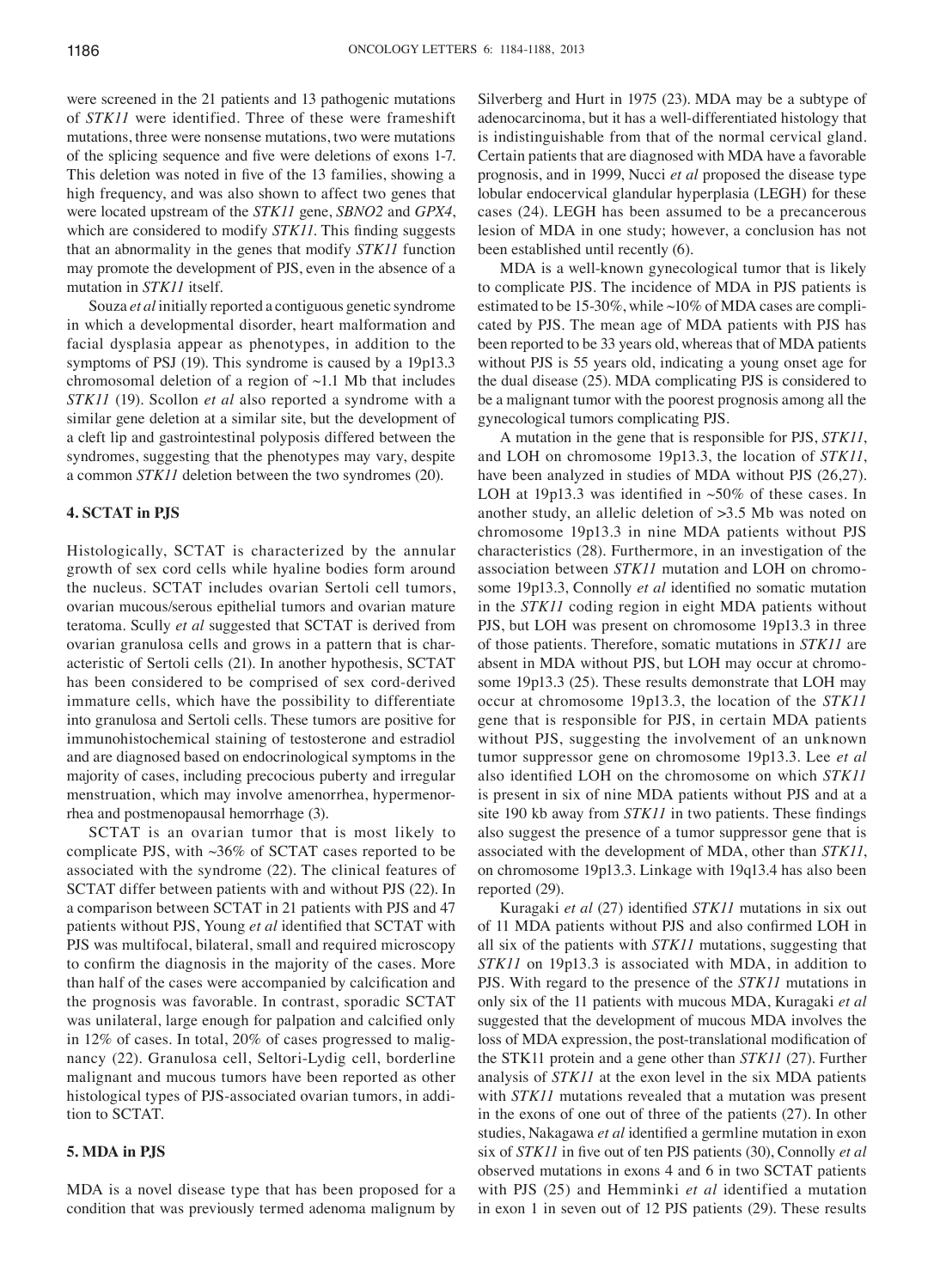were screened in the 21 patients and 13 pathogenic mutations of *STK11* were identified. Three of these were frameshift mutations, three were nonsense mutations, two were mutations of the splicing sequence and five were deletions of exons 1-7. This deletion was noted in five of the 13 families, showing a high frequency, and was also shown to affect two genes that were located upstream of the *STK11* gene, *SBNO2* and *GPX4*, which are considered to modify *STK11*. This finding suggests that an abnormality in the genes that modify *STK11* function may promote the development of PJS, even in the absence of a mutation in *STK11* itself.

Souza *et al* initially reported a contiguous genetic syndrome in which a developmental disorder, heart malformation and facial dysplasia appear as phenotypes, in addition to the symptoms of PSJ (19). This syndrome is caused by a 19p13.3 chromosomal deletion of a region of ~1.1 Mb that includes *STK11* (19). Scollon *et al* also reported a syndrome with a similar gene deletion at a similar site, but the development of a cleft lip and gastrointestinal polyposis differed between the syndromes, suggesting that the phenotypes may vary, despite a common *STK11* deletion between the two syndromes (20).

## 4. SCTAT in PJS

Histologically, SCTAT is characterized by the annular growth of sex cord cells while hyaline bodies form around the nucleus. SCTAT includes ovarian Sertoli cell tumors, ovarian mucous/serous epithelial tumors and ovarian mature teratoma. Scully *et al* suggested that SCTAT is derived from ovarian granulosa cells and grows in a pattern that is characteristic of Sertoli cells (21). In another hypothesis, SCTAT has been considered to be comprised of sex cord-derived immature cells, which have the possibility to differentiate into granulosa and Sertoli cells. These tumors are positive for immunohistochemical staining of testosterone and estradiol and are diagnosed based on endocrinological symptoms in the majority of cases, including precocious puberty and irregular menstruation, which may involve amenorrhea, hypermenorrhea and postmenopausal hemorrhage (3).

SCTAT is an ovarian tumor that is most likely to complicate PJS, with ~36% of SCTAT cases reported to be associated with the syndrome (22). The clinical features of SCTAT differ between patients with and without PJS (22). In a comparison between SCTAT in 21 patients with PJS and 47 patients without PJS, Young *et al* identified that SCTAT with PJS was multifocal, bilateral, small and required microscopy to confirm the diagnosis in the majority of the cases. More than half of the cases were accompanied by calcification and the prognosis was favorable. In contrast, sporadic SCTAT was unilateral, large enough for palpation and calcified only in 12% of cases. In total, 20% of cases progressed to malignancy (22). Granulosa cell, Seltori-Lydig cell, borderline malignant and mucous tumors have been reported as other histological types of PJS-associated ovarian tumors, in addition to SCTAT.

## 5. MDA in PJS

MDA is a novel disease type that has been proposed for a condition that was previously termed adenoma malignum by Silverberg and Hurt in 1975 (23). MDA may be a subtype of adenocarcinoma, but it has a well-differentiated histology that is indistinguishable from that of the normal cervical gland. Certain patients that are diagnosed with MDA have a favorable prognosis, and in 1999, Nucci *et al* proposed the disease type lobular endocervical glandular hyperplasia (LEGH) for these cases (24). LEGH has been assumed to be a precancerous lesion of MDA in one study; however, a conclusion has not been established until recently (6).

MDA is a well-known gynecological tumor that is likely to complicate PJS. The incidence of MDA in PJS patients is estimated to be 15-30%, while ~10% of MDA cases are complicated by PJS. The mean age of MDA patients with PJS has been reported to be 33 years old, whereas that of MDA patients without PJS is 55 years old, indicating a young onset age for the dual disease (25). MDA complicating PJS is considered to be a malignant tumor with the poorest prognosis among all the gynecological tumors complicating PJS.

A mutation in the gene that is responsible for PJS, *STK11*, and LOH on chromosome 19p13.3, the location of *STK11*, have been analyzed in studies of MDA without PJS (26,27). LOH at 19p13.3 was identified in ~50% of these cases. In another study, an allelic deletion of >3.5 Mb was noted on chromosome 19p13.3 in nine MDA patients without PJS characteristics (28). Furthermore, in an investigation of the association between *STK11* mutation and LOH on chromosome 19p13.3, Connolly *et al* identified no somatic mutation in the *STK11* coding region in eight MDA patients without PJS, but LOH was present on chromosome 19p13.3 in three of those patients. Therefore, somatic mutations in *STK11* are absent in MDA without PJS, but LOH may occur at chromosome 19p13.3 (25). These results demonstrate that LOH may occur at chromosome 19p13.3, the location of the *STK11* gene that is responsible for PJS, in certain MDA patients without PJS, suggesting the involvement of an unknown tumor suppressor gene on chromosome 19p13.3. Lee *et al* also identified LOH on the chromosome on which *STK11* is present in six of nine MDA patients without PJS and at a site 190 kb away from *STK11* in two patients. These findings also suggest the presence of a tumor suppressor gene that is associated with the development of MDA, other than *STK11*, on chromosome 19p13.3. Linkage with 19q13.4 has also been reported (29).

Kuragaki *et al* (27) identified *STK11* mutations in six out of 11 MDA patients without PJS and also confirmed LOH in all six of the patients with *STK11* mutations, suggesting that *STK11* on 19p13.3 is associated with MDA, in addition to PJS. With regard to the presence of the *STK11* mutations in only six of the 11 patients with mucous MDA, Kuragaki *et al* suggested that the development of mucous MDA involves the loss of MDA expression, the post-translational modification of the STK11 protein and a gene other than *STK11* (27). Further analysis of *STK11* at the exon level in the six MDA patients with *STK11* mutations revealed that a mutation was present in the exons of one out of three of the patients (27). In other studies, Nakagawa *et al* identified a germline mutation in exon six of *STK11* in five out of ten PJS patients (30), Connolly *et al* observed mutations in exons 4 and 6 in two SCTAT patients with PJS (25) and Hemminki *et al* identified a mutation in exon 1 in seven out of 12 PJS patients (29). These results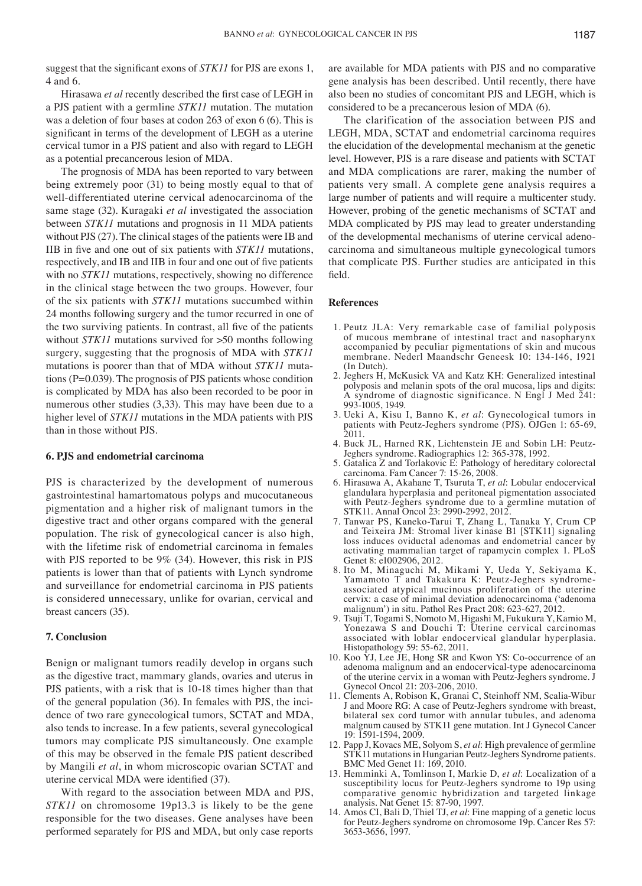suggest that the significant exons of *STK11* for PJS are exons 1, 4 and 6.

Hirasawa *et al* recently described the first case of LEGH in a PJS patient with a germline *STK11* mutation. The mutation was a deletion of four bases at codon 263 of exon 6 (6). This is significant in terms of the development of LEGH as a uterine cervical tumor in a PJS patient and also with regard to LEGH as a potential precancerous lesion of MDA.

The prognosis of MDA has been reported to vary between being extremely poor (31) to being mostly equal to that of well-differentiated uterine cervical adenocarcinoma of the same stage (32). Kuragaki *et al* investigated the association between *STK11* mutations and prognosis in 11 MDA patients without PJS (27). The clinical stages of the patients were IB and IIB in five and one out of six patients with *STK11* mutations, respectively, and IB and IIB in four and one out of five patients with no *STK11* mutations, respectively, showing no difference in the clinical stage between the two groups. However, four of the six patients with *STK11* mutations succumbed within 24 months following surgery and the tumor recurred in one of the two surviving patients. In contrast, all five of the patients without *STK11* mutations survived for >50 months following surgery, suggesting that the prognosis of MDA with *STK11* mutations is poorer than that of MDA without *STK11* mutations (P=0.039). The prognosis of PJS patients whose condition is complicated by MDA has also been recorded to be poor in numerous other studies (3,33). This may have been due to a higher level of *STK11* mutations in the MDA patients with PJS than in those without PJS.

## 6. PJS and endometrial carcinoma

PJS is characterized by the development of numerous gastrointestinal hamartomatous polyps and mucocutaneous pigmentation and a higher risk of malignant tumors in the digestive tract and other organs compared with the general population. The risk of gynecological cancer is also high, with the lifetime risk of endometrial carcinoma in females with PJS reported to be 9% (34). However, this risk in PJS patients is lower than that of patients with Lynch syndrome and surveillance for endometrial carcinoma in PJS patients is considered unnecessary, unlike for ovarian, cervical and breast cancers (35).

## 7. Conclusion

Benign or malignant tumors readily develop in organs such as the digestive tract, mammary glands, ovaries and uterus in PJS patients, with a risk that is 10-18 times higher than that of the general population (36). In females with PJS, the incidence of two rare gynecological tumors, SCTAT and MDA, also tends to increase. In a few patients, several gynecological tumors may complicate PJS simultaneously. One example of this may be observed in the female PJS patient described by Mangili *et al*, in whom microscopic ovarian SCTAT and uterine cervical MDA were identified (37).

With regard to the association between MDA and PJS, *STK11* on chromosome 19p13.3 is likely to be the gene responsible for the two diseases. Gene analyses have been performed separately for PJS and MDA, but only case reports are available for MDA patients with PJS and no comparative gene analysis has been described. Until recently, there have also been no studies of concomitant PJS and LEGH, which is considered to be a precancerous lesion of MDA (6).

The clarification of the association between PJS and LEGH, MDA, SCTAT and endometrial carcinoma requires the elucidation of the developmental mechanism at the genetic level. However, PJS is a rare disease and patients with SCTAT and MDA complications are rarer, making the number of patients very small. A complete gene analysis requires a large number of patients and will require a multicenter study. However, probing of the genetic mechanisms of SCTAT and MDA complicated by PJS may lead to greater understanding of the developmental mechanisms of uterine cervical adenocarcinoma and simultaneous multiple gynecological tumors that complicate PJS. Further studies are anticipated in this field.

## References

1. Peutz JLA: Very remarkable case of familial polyposis of mucous membrane of intestinal tract and nasopharynx accompanied by peculiar pigmentations of skin and mucous membrane. Nederl Maandschr Geneesk 10: 134-146, 1921 (In Dutch).
2. Jeghers H, McKusick VA and Katz KH: Generalized intestinal polyposis and melanin spots of the oral mucosa, lips and digits: A syndrome of diagnostic significance. N Engl J Med 241: 993-1005, 1949.
3. Ueki A, Kisu I, Banno K, *et al*: Gynecological tumors in patients with Peutz-Jeghers syndrome (PJS). OJGen 1: 65-69, 2011.
4. Buck JL, Harned RK, Lichtenstein JE and Sobin LH: Peutz-Jeghers syndrome. Radiographics 12: 365-378, 1992.
5. Gatalica Z and Torlakovic E: Pathology of hereditary colorectal carcinoma. Fam Cancer 7: 15-26, 2008.
6. Hirasawa A, Akahane T, Tsuruta T, *et al*: Lobular endocervical glandulara hyperplasia and peritoneal pigmentation associated with Peutz-Jeghers syndrome due to a germline mutation of STK11. Annal Oncol 23: 2990-2992, 2012.
7. Tanwar PS, Kaneko-Tarui T, Zhang L, Tanaka Y, Crum CP and Teixeira JM: Stromal liver kinase B1 [STK11] signaling loss induces oviductal adenomas and endometrial cancer by activating mammalian target of rapamycin complex 1. PLoS Genet 8: e1002906, 2012.
8. Ito M, Minaguchi M, Mikami Y, Ueda Y, Sekiyama K, Yamamoto T and Takakura K: Peutz-Jeghers syndrome-associated atypical mucinous proliferation of the uterine cervix: a case of minimal deviation adenocarcinoma ('adenoma malignum') in situ. Pathol Res Pract 208: 623-627, 2012.
9. Tsuji T, Togami S, Nomoto M, Higashi M, Fukukura Y, Kamio M, Yonezawa S and Douchi T: Uterine cervical carcinomas associated with loblar endocervical glandular hyperplasia. Histopathology 59: 55-62, 2011.
10. Koo YJ, Lee JE, Hong SR and Kwon YS: Co-occurrence of an adenoma malignum and an endocervical-type adenocarcinoma of the uterine cervix in a woman with Peutz-Jeghers syndrome. J Gynecol Oncol 21: 203-206, 2010.
11. Clements A, Robison K, Granai C, Steinhoff NM, Scalia-Wibur J and Moore RG: A case of Peutz-Jeghers syndrome with breast, bilateral sex cord tumor with annular tubules, and adenoma malgnum caused by STK11 gene mutation. Int J Gynecol Cancer 19: 1591-1594, 2009.
12. Papp J, Kovacs ME, Solyom S, *et al*: High prevalence of germline STK11 mutations in Hungarian Peutz-Jeghers Syndrome patients. BMC Med Genet 11: 169, 2010.
13. Hemminki A, Tomlinson I, Markie D, *et al*: Localization of a susceptibility locus for Peutz-Jeghers syndrome to 19p using comparative genomic hybridization and targeted linkage analysis. Nat Genet 15: 87-90, 1997.
14. Amos CI, Bali D, Thiel TJ, *et al*: Fine mapping of a genetic locus for Peutz-Jeghers syndrome on chromosome 19p. Cancer Res 57: 3653-3656, 1997.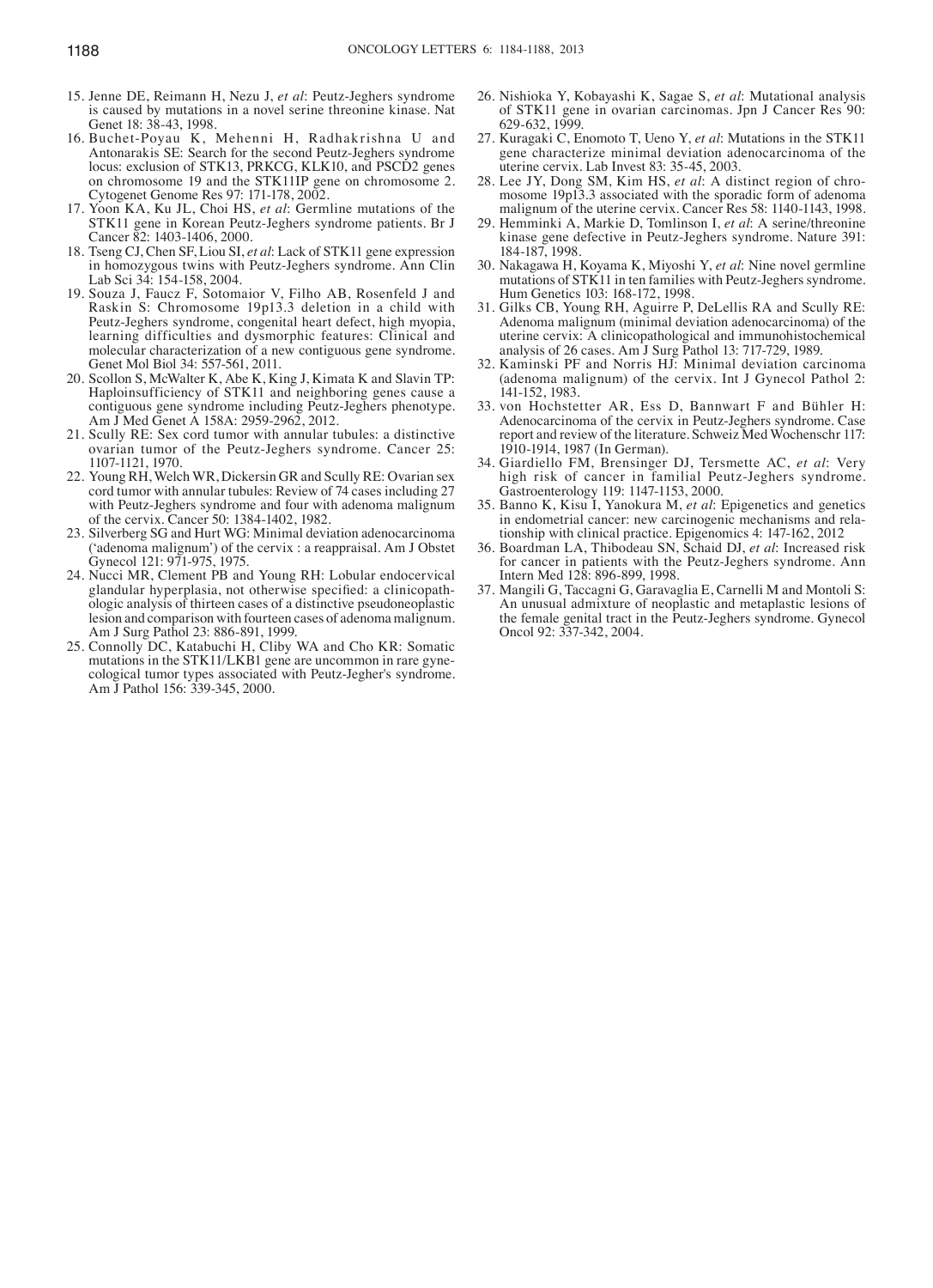15. Jenne DE, Reimann H, Nezu J, *et al*: Peutz-Jeghers syndrome is caused by mutations in a novel serine threonine kinase. Nat Genet 18: 38-43, 1998.
16. Buchet-Poyau K, Mehenni H, Radhakrishna U and Antonarakis SE: Search for the second Peutz-Jeghers syndrome locus: exclusion of STK13, PRKCG, KLK10, and PSCD2 genes on chromosome 19 and the STK11IP gene on chromosome 2. Cytogenet Genome Res 97: 171-178, 2002.
17. Yoon KA, Ku JL, Choi HS, *et al*: Germline mutations of the STK11 gene in Korean Peutz-Jeghers syndrome patients. Br J Cancer 82: 1403-1406, 2000.
18. Tseng CJ, Chen SF, Liou SI, *et al*: Lack of STK11 gene expression in homozygous twins with Peutz-Jeghers syndrome. Ann Clin Lab Sci 34: 154-158, 2004.
19. Souza J, Faucz F, Sotomaior V, Filho AB, Rosenfeld J and Raskin S: Chromosome 19p13.3 deletion in a child with Peutz-Jeghers syndrome, congenital heart defect, high myopia, learning difficulties and dysmorphic features: Clinical and molecular characterization of a new contiguous gene syndrome. Genet Mol Biol 34: 557-561, 2011.
20. Scollon S, McWalter K, Abe K, King J, Kimata K and Slavin TP: Haploinsufficiency of STK11 and neighboring genes cause a contiguous gene syndrome including Peutz-Jeghers phenotype. Am J Med Genet A 158A: 2959-2962, 2012.
21. Scully RE: Sex cord tumor with annular tubules: a distinctive ovarian tumor of the Peutz-Jeghers syndrome. Cancer 25: 1107-1121, 1970.
22. Young RH, Welch WR, Dickersin GR and Scully RE: Ovarian sex cord tumor with annular tubules: Review of 74 cases including 27 with Peutz-Jeghers syndrome and four with adenoma malignum of the cervix. Cancer 50: 1384-1402, 1982.
23. Silverberg SG and Hurt WG: Minimal deviation adenocarcinoma ('adenoma malignum') of the cervix : a reappraisal. Am J Obstet Gynecol 121: 971-975, 1975.
24. Nucci MR, Clement PB and Young RH: Lobular endocervical glandular hyperplasia, not otherwise specified: a clinicopathologic analysis of thirteen cases of a distinctive pseudoneoplastic lesion and comparison with fourteen cases of adenoma malignum. Am J Surg Pathol 23: 886-891, 1999.
25. Connolly DC, Katabuchi H, Cliby WA and Cho KR: Somatic mutations in the STK11/LKB1 gene are uncommon in rare gynecological tumor types associated with Peutz-Jegher's syndrome. Am J Pathol 156: 339-345, 2000.
26. Nishioka Y, Kobayashi K, Sagae S, *et al*: Mutational analysis of STK11 gene in ovarian carcinomas. Jpn J Cancer Res 90: 629-632, 1999.
27. Kuragaki C, Enomoto T, Ueno Y, *et al*: Mutations in the STK11 gene characterize minimal deviation adenocarcinoma of the uterine cervix. Lab Invest 83: 35-45, 2003.
28. Lee JY, Dong SM, Kim HS, *et al*: A distinct region of chromosome 19p13.3 associated with the sporadic form of adenoma malignum of the uterine cervix. Cancer Res 58: 1140-1143, 1998.
29. Hemminki A, Markie D, Tomlinson I, *et al*: A serine/threonine kinase gene defective in Peutz-Jeghers syndrome. Nature 391: 184-187, 1998.
30. Nakagawa H, Koyama K, Miyoshi Y, *et al*: Nine novel germline mutations of STK11 in ten families with Peutz-Jeghers syndrome. Hum Genetics 103: 168-172, 1998.
31. Gilks CB, Young RH, Aguirre P, DeLellis RA and Scully RE: Adenoma malignum (minimal deviation adenocarcinoma) of the uterine cervix: A clinicopathological and immunohistochemical analysis of 26 cases. Am J Surg Pathol 13: 717-729, 1989.
32. Kaminski PF and Norris HJ: Minimal deviation carcinoma (adenoma malignum) of the cervix. Int J Gynecol Pathol 2: 141-152, 1983.
33. von Hochstetter AR, Ess D, Bannwart F and Bühler H: Adenocarcinoma of the cervix in Peutz-Jeghers syndrome. Case report and review of the literature. Schweiz Med Wochenschr 117: 1910-1914, 1987 (In German).
34. Giardiello FM, Brensinger DJ, Tersmette AC, *et al*: Very high risk of cancer in familial Peutz-Jeghers syndrome. Gastroenterology 119: 1147-1153, 2000.
35. Banno K, Kisu I, Yanokura M, *et al*: Epigenetics and genetics in endometrial cancer: new carcinogenic mechanisms and relationship with clinical practice. Epigenomics 4: 147-162, 2012
36. Boardman LA, Thibodeau SN, Schaid DJ, *et al*: Increased risk for cancer in patients with the Peutz-Jeghers syndrome. Ann Intern Med 128: 896-899, 1998.
37. Mangili G, Taccagni G, Garavaglia E, Carnelli M and Montoli S: An unusual admixture of neoplastic and metaplastic lesions of the female genital tract in the Peutz-Jeghers syndrome. Gynecol Oncol 92: 337-342, 2004.